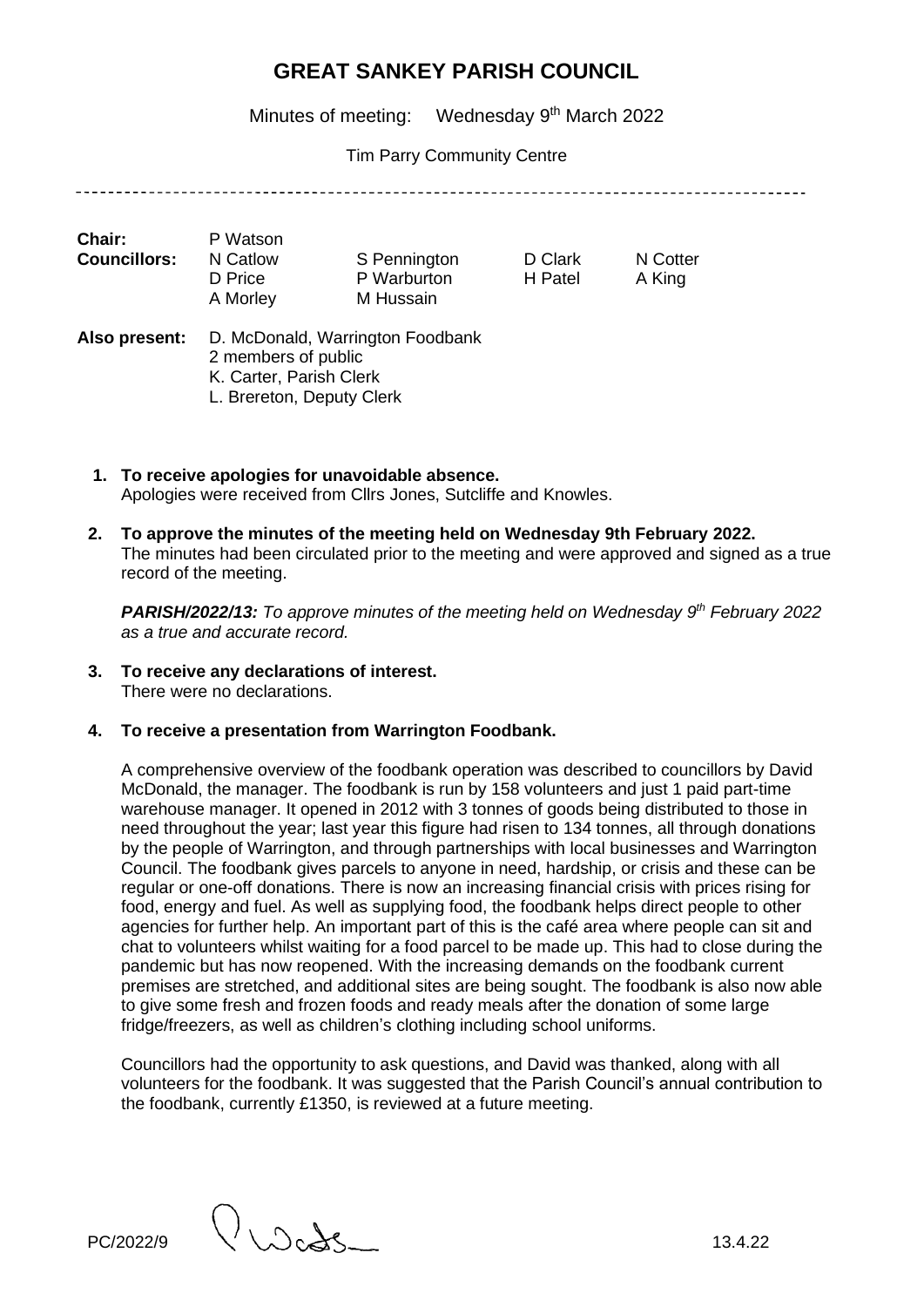# GREAT SANKEY PARISH COUNCIL

Minutes of meeting: Wednesday 9th March 2022

Tim Parry Community Centre

---

| | | | | |
|---|---|---|---|---|
| **Chair:** | P Watson | | | |
| **Councillors:** | N Catlow | S Pennington | D Clark | N Cotter |
| | D Price | P Warburton | H Patel | A King |
| | A Morley | M Hussain | | |

**Also present:** D. McDonald, Warrington Foodbank
2 members of public
K. Carter, Parish Clerk
L. Brereton, Deputy Clerk

1. **To receive apologies for unavoidable absence.**
   Apologies were received from Cllrs Jones, Sutcliffe and Knowles.

2. **To approve the minutes of the meeting held on Wednesday 9th February 2022.**
   The minutes had been circulated prior to the meeting and were approved and signed as a true record of the meeting.

   ***PARISH/2022/13:*** *To approve minutes of the meeting held on Wednesday 9th February 2022 as a true and accurate record.*

3. **To receive any declarations of interest.**
   There were no declarations.

4. **To receive a presentation from Warrington Foodbank.**

   A comprehensive overview of the foodbank operation was described to councillors by David McDonald, the manager. The foodbank is run by 158 volunteers and just 1 paid part-time warehouse manager. It opened in 2012 with 3 tonnes of goods being distributed to those in need throughout the year; last year this figure had risen to 134 tonnes, all through donations by the people of Warrington, and through partnerships with local businesses and Warrington Council. The foodbank gives parcels to anyone in need, hardship, or crisis and these can be regular or one-off donations. There is now an increasing financial crisis with prices rising for food, energy and fuel. As well as supplying food, the foodbank helps direct people to other agencies for further help. An important part of this is the café area where people can sit and chat to volunteers whilst waiting for a food parcel to be made up. This had to close during the pandemic but has now reopened. With the increasing demands on the foodbank current premises are stretched, and additional sites are being sought. The foodbank is also now able to give some fresh and frozen foods and ready meals after the donation of some large fridge/freezers, as well as children's clothing including school uniforms.

   Councillors had the opportunity to ask questions, and David was thanked, along with all volunteers for the foodbank. It was suggested that the Parish Council's annual contribution to the foodbank, currently £1350, is reviewed at a future meeting.

PC/2022/9 [signature] 13.4.22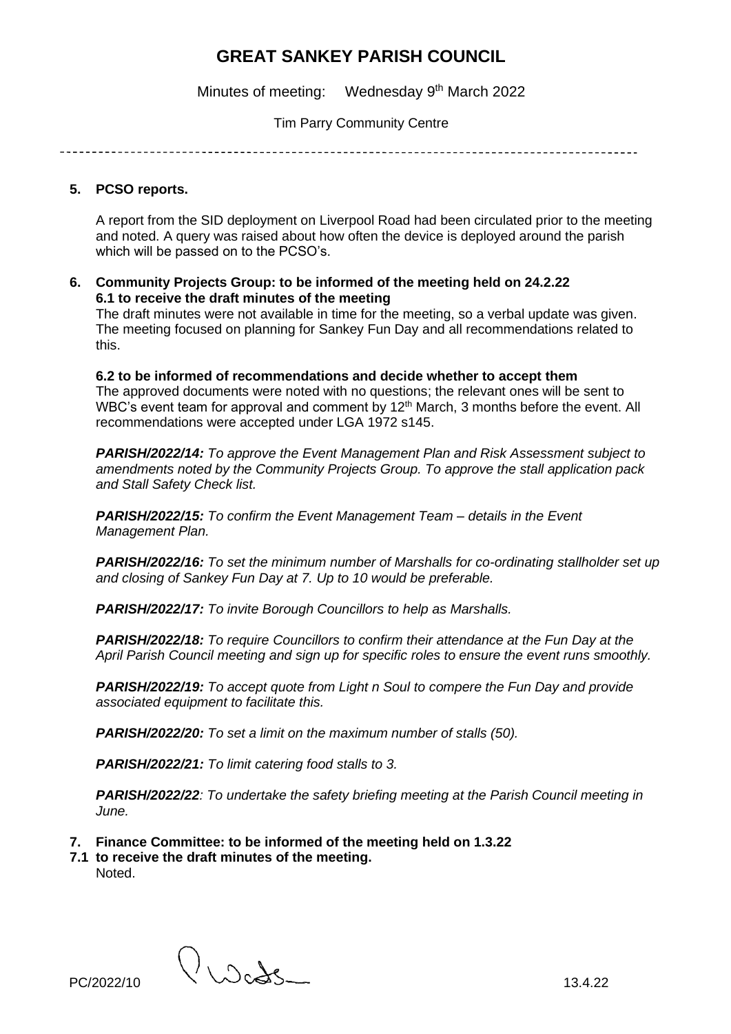# GREAT SANKEY PARISH COUNCIL

Minutes of meeting: Wednesday 9th March 2022

Tim Parry Community Centre

---

**5. PCSO reports.**

A report from the SID deployment on Liverpool Road had been circulated prior to the meeting and noted. A query was raised about how often the device is deployed around the parish which will be passed on to the PCSO's.

**6. Community Projects Group: to be informed of the meeting held on 24.2.22**
**6.1 to receive the draft minutes of the meeting**

The draft minutes were not available in time for the meeting, so a verbal update was given. The meeting focused on planning for Sankey Fun Day and all recommendations related to this.

**6.2 to be informed of recommendations and decide whether to accept them**

The approved documents were noted with no questions; the relevant ones will be sent to WBC's event team for approval and comment by 12th March, 3 months before the event. All recommendations were accepted under LGA 1972 s145.

***PARISH/2022/14:*** *To approve the Event Management Plan and Risk Assessment subject to amendments noted by the Community Projects Group. To approve the stall application pack and Stall Safety Check list.*

***PARISH/2022/15:*** *To confirm the Event Management Team – details in the Event Management Plan.*

***PARISH/2022/16:*** *To set the minimum number of Marshalls for co-ordinating stallholder set up and closing of Sankey Fun Day at 7. Up to 10 would be preferable.*

***PARISH/2022/17:*** *To invite Borough Councillors to help as Marshalls.*

***PARISH/2022/18:*** *To require Councillors to confirm their attendance at the Fun Day at the April Parish Council meeting and sign up for specific roles to ensure the event runs smoothly.*

***PARISH/2022/19:*** *To accept quote from Light n Soul to compere the Fun Day and provide associated equipment to facilitate this.*

***PARISH/2022/20:*** *To set a limit on the maximum number of stalls (50).*

***PARISH/2022/21:*** *To limit catering food stalls to 3.*

***PARISH/2022/22****: To undertake the safety briefing meeting at the Parish Council meeting in June.*

**7. Finance Committee: to be informed of the meeting held on 1.3.22**
**7.1 to receive the draft minutes of the meeting.**

Noted.

PC/2022/10 13.4.22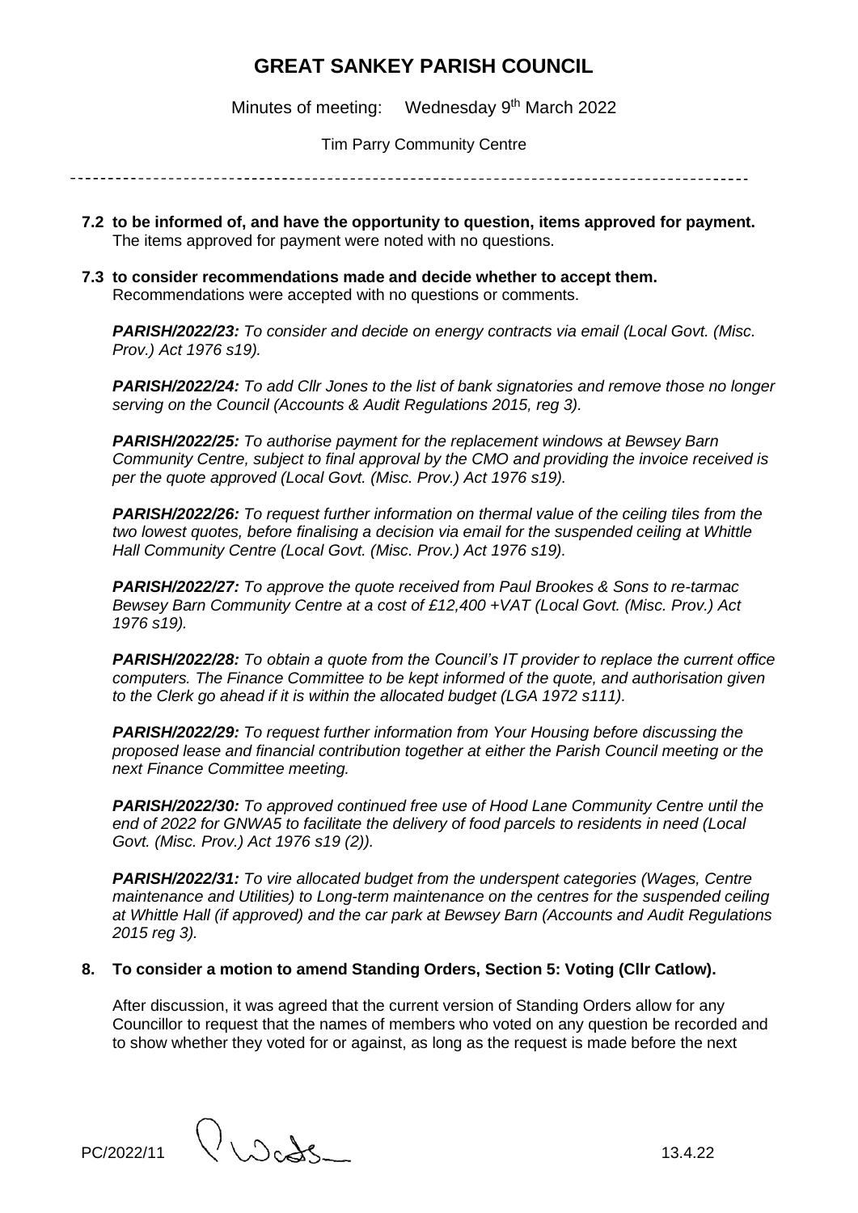# GREAT SANKEY PARISH COUNCIL

Minutes of meeting: Wednesday 9th March 2022

Tim Parry Community Centre

**7.2 to be informed of, and have the opportunity to question, items approved for payment.**
The items approved for payment were noted with no questions.

**7.3 to consider recommendations made and decide whether to accept them.**
Recommendations were accepted with no questions or comments.

***PARISH/2022/23:*** *To consider and decide on energy contracts via email (Local Govt. (Misc. Prov.) Act 1976 s19).*

***PARISH/2022/24:*** *To add Cllr Jones to the list of bank signatories and remove those no longer serving on the Council (Accounts & Audit Regulations 2015, reg 3).*

***PARISH/2022/25:*** *To authorise payment for the replacement windows at Bewsey Barn Community Centre, subject to final approval by the CMO and providing the invoice received is per the quote approved (Local Govt. (Misc. Prov.) Act 1976 s19).*

***PARISH/2022/26:*** *To request further information on thermal value of the ceiling tiles from the two lowest quotes, before finalising a decision via email for the suspended ceiling at Whittle Hall Community Centre (Local Govt. (Misc. Prov.) Act 1976 s19).*

***PARISH/2022/27:*** *To approve the quote received from Paul Brookes & Sons to re-tarmac Bewsey Barn Community Centre at a cost of £12,400 +VAT (Local Govt. (Misc. Prov.) Act 1976 s19).*

***PARISH/2022/28:*** *To obtain a quote from the Council's IT provider to replace the current office computers. The Finance Committee to be kept informed of the quote, and authorisation given to the Clerk go ahead if it is within the allocated budget (LGA 1972 s111).*

***PARISH/2022/29:*** *To request further information from Your Housing before discussing the proposed lease and financial contribution together at either the Parish Council meeting or the next Finance Committee meeting.*

***PARISH/2022/30:*** *To approved continued free use of Hood Lane Community Centre until the end of 2022 for GNWA5 to facilitate the delivery of food parcels to residents in need (Local Govt. (Misc. Prov.) Act 1976 s19 (2)).*

***PARISH/2022/31:*** *To vire allocated budget from the underspent categories (Wages, Centre maintenance and Utilities) to Long-term maintenance on the centres for the suspended ceiling at Whittle Hall (if approved) and the car park at Bewsey Barn (Accounts and Audit Regulations 2015 reg 3).*

**8. To consider a motion to amend Standing Orders, Section 5: Voting (Cllr Catlow).**

After discussion, it was agreed that the current version of Standing Orders allow for any Councillor to request that the names of members who voted on any question be recorded and to show whether they voted for or against, as long as the request is made before the next

PC/2022/11 13.4.22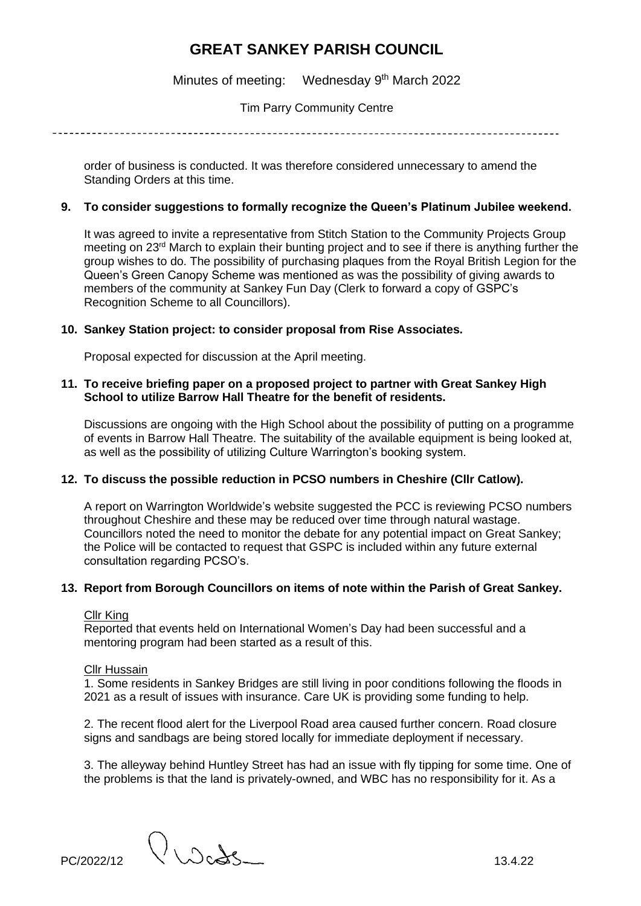order of business is conducted. It was therefore considered unnecessary to amend the Standing Orders at this time.

**9. To consider suggestions to formally recognize the Queen's Platinum Jubilee weekend.**

It was agreed to invite a representative from Stitch Station to the Community Projects Group meeting on 23rd March to explain their bunting project and to see if there is anything further the group wishes to do. The possibility of purchasing plaques from the Royal British Legion for the Queen's Green Canopy Scheme was mentioned as was the possibility of giving awards to members of the community at Sankey Fun Day (Clerk to forward a copy of GSPC's Recognition Scheme to all Councillors).

**10. Sankey Station project: to consider proposal from Rise Associates.**

Proposal expected for discussion at the April meeting.

**11. To receive briefing paper on a proposed project to partner with Great Sankey High School to utilize Barrow Hall Theatre for the benefit of residents.**

Discussions are ongoing with the High School about the possibility of putting on a programme of events in Barrow Hall Theatre. The suitability of the available equipment is being looked at, as well as the possibility of utilizing Culture Warrington's booking system.

**12. To discuss the possible reduction in PCSO numbers in Cheshire (Cllr Catlow).**

A report on Warrington Worldwide's website suggested the PCC is reviewing PCSO numbers throughout Cheshire and these may be reduced over time through natural wastage. Councillors noted the need to monitor the debate for any potential impact on Great Sankey; the Police will be contacted to request that GSPC is included within any future external consultation regarding PCSO's.

**13. Report from Borough Councillors on items of note within the Parish of Great Sankey.**

Cllr King

Reported that events held on International Women's Day had been successful and a mentoring program had been started as a result of this.

Cllr Hussain

1. Some residents in Sankey Bridges are still living in poor conditions following the floods in 2021 as a result of issues with insurance. Care UK is providing some funding to help.

2. The recent flood alert for the Liverpool Road area caused further concern. Road closure signs and sandbags are being stored locally for immediate deployment if necessary.

3. The alleyway behind Huntley Street has had an issue with fly tipping for some time. One of the problems is that the land is privately-owned, and WBC has no responsibility for it. As a

PC/2022/12 13.4.22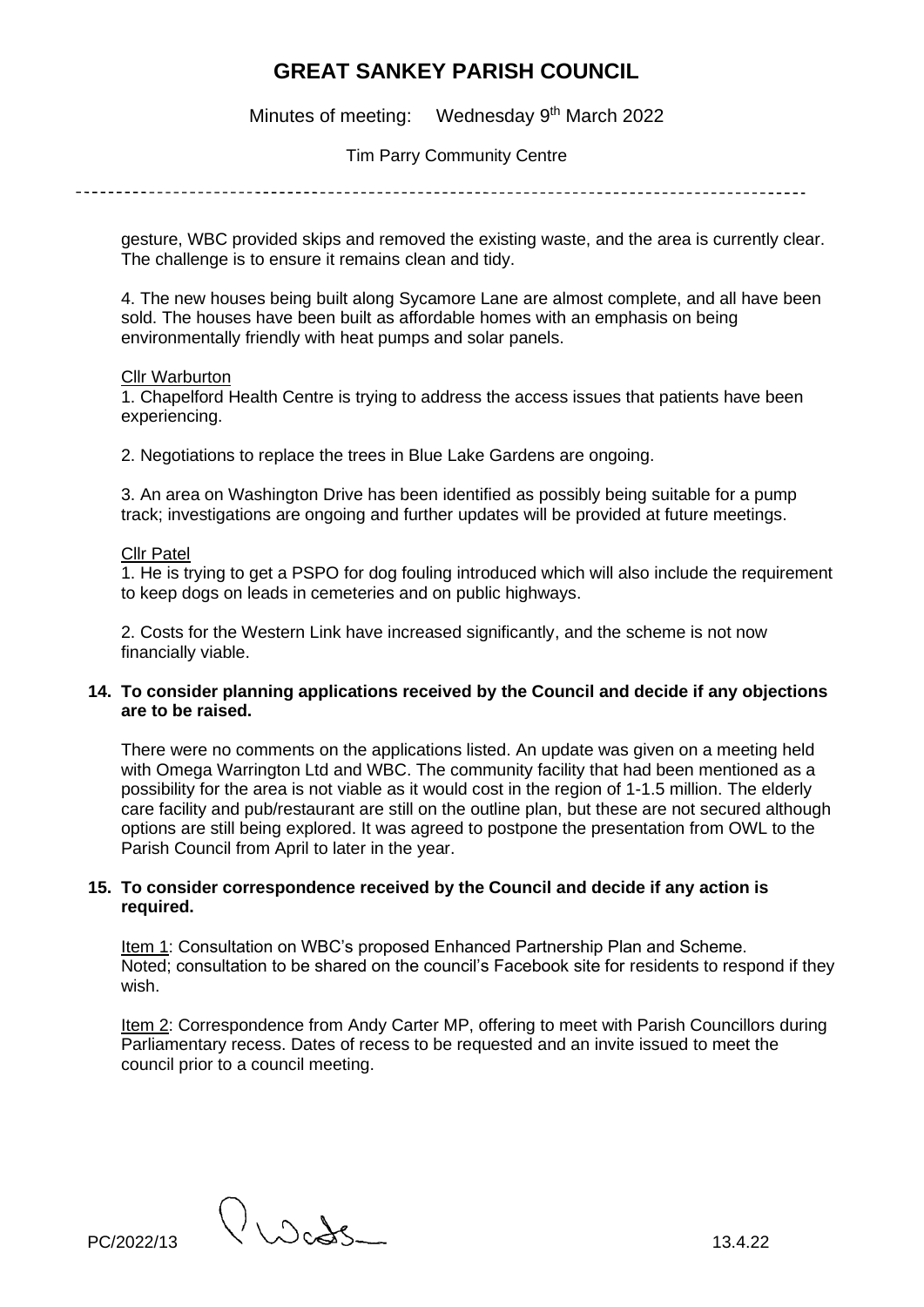gesture, WBC provided skips and removed the existing waste, and the area is currently clear. The challenge is to ensure it remains clean and tidy.

4. The new houses being built along Sycamore Lane are almost complete, and all have been sold. The houses have been built as affordable homes with an emphasis on being environmentally friendly with heat pumps and solar panels.

Cllr Warburton

1. Chapelford Health Centre is trying to address the access issues that patients have been experiencing.

2. Negotiations to replace the trees in Blue Lake Gardens are ongoing.

3. An area on Washington Drive has been identified as possibly being suitable for a pump track; investigations are ongoing and further updates will be provided at future meetings.

Cllr Patel

1. He is trying to get a PSPO for dog fouling introduced which will also include the requirement to keep dogs on leads in cemeteries and on public highways.

2. Costs for the Western Link have increased significantly, and the scheme is not now financially viable.

**14. To consider planning applications received by the Council and decide if any objections are to be raised.**

There were no comments on the applications listed. An update was given on a meeting held with Omega Warrington Ltd and WBC. The community facility that had been mentioned as a possibility for the area is not viable as it would cost in the region of 1-1.5 million. The elderly care facility and pub/restaurant are still on the outline plan, but these are not secured although options are still being explored. It was agreed to postpone the presentation from OWL to the Parish Council from April to later in the year.

**15. To consider correspondence received by the Council and decide if any action is required.**

Item 1: Consultation on WBC's proposed Enhanced Partnership Plan and Scheme. Noted; consultation to be shared on the council's Facebook site for residents to respond if they wish.

Item 2: Correspondence from Andy Carter MP, offering to meet with Parish Councillors during Parliamentary recess. Dates of recess to be requested and an invite issued to meet the council prior to a council meeting.

PC/2022/13 13.4.22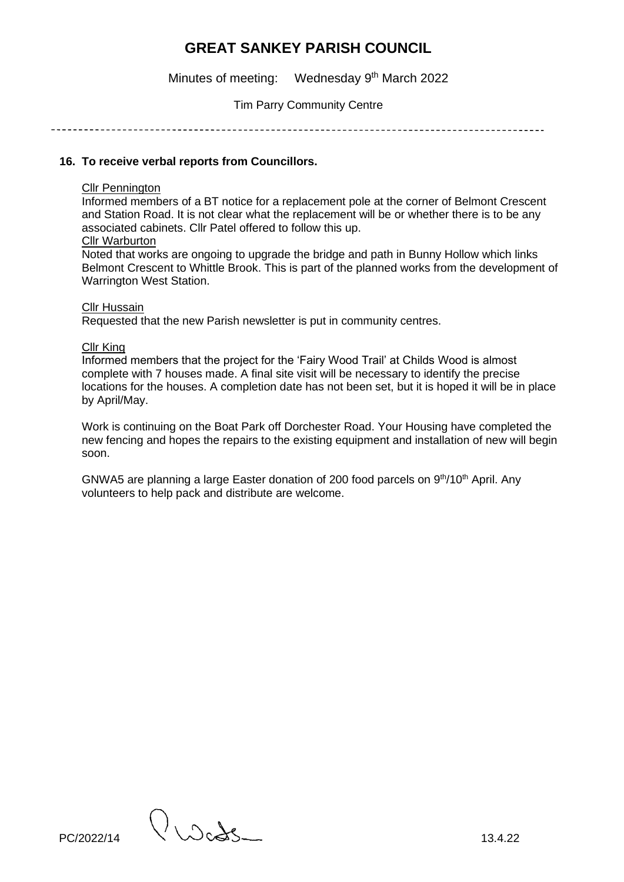# GREAT SANKEY PARISH COUNCIL

Minutes of meeting: Wednesday 9th March 2022

Tim Parry Community Centre

---

**16. To receive verbal reports from Councillors.**

Cllr Pennington

Informed members of a BT notice for a replacement pole at the corner of Belmont Crescent and Station Road. It is not clear what the replacement will be or whether there is to be any associated cabinets. Cllr Patel offered to follow this up.

Cllr Warburton

Noted that works are ongoing to upgrade the bridge and path in Bunny Hollow which links Belmont Crescent to Whittle Brook. This is part of the planned works from the development of Warrington West Station.

Cllr Hussain

Requested that the new Parish newsletter is put in community centres.

Cllr King

Informed members that the project for the 'Fairy Wood Trail' at Childs Wood is almost complete with 7 houses made. A final site visit will be necessary to identify the precise locations for the houses. A completion date has not been set, but it is hoped it will be in place by April/May.

Work is continuing on the Boat Park off Dorchester Road. Your Housing have completed the new fencing and hopes the repairs to the existing equipment and installation of new will begin soon.

GNWA5 are planning a large Easter donation of 200 food parcels on 9th/10th April. Any volunteers to help pack and distribute are welcome.

PC/2022/14 13.4.22